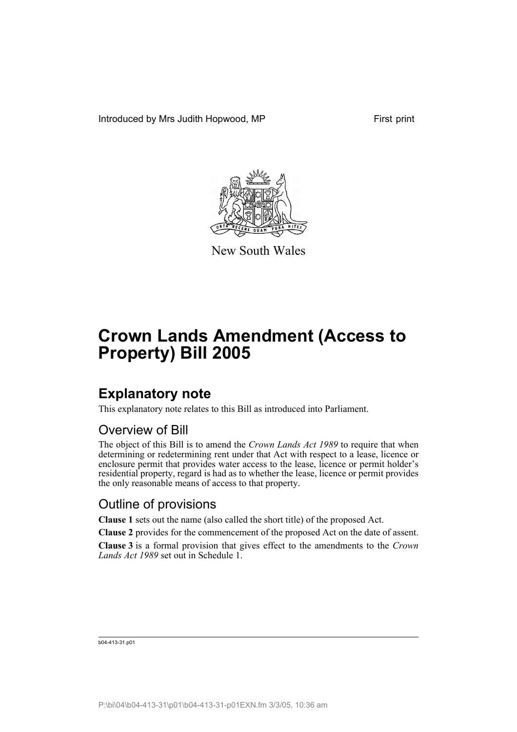Introduced by Mrs Judith Hopwood, MP First print

New South Wales

# Crown Lands Amendment (Access to Property) Bill 2005

## Explanatory note

This explanatory note relates to this Bill as introduced into Parliament.

### Overview of Bill

The object of this Bill is to amend the *Crown Lands Act 1989* to require that when determining or redetermining rent under that Act with respect to a lease, licence or enclosure permit that provides water access to the lease, licence or permit holder's residential property, regard is had as to whether the lease, licence or permit provides the only reasonable means of access to that property.

### Outline of provisions

**Clause 1** sets out the name (also called the short title) of the proposed Act.

**Clause 2** provides for the commencement of the proposed Act on the date of assent.

**Clause 3** is a formal provision that gives effect to the amendments to the *Crown Lands Act 1989* set out in Schedule 1.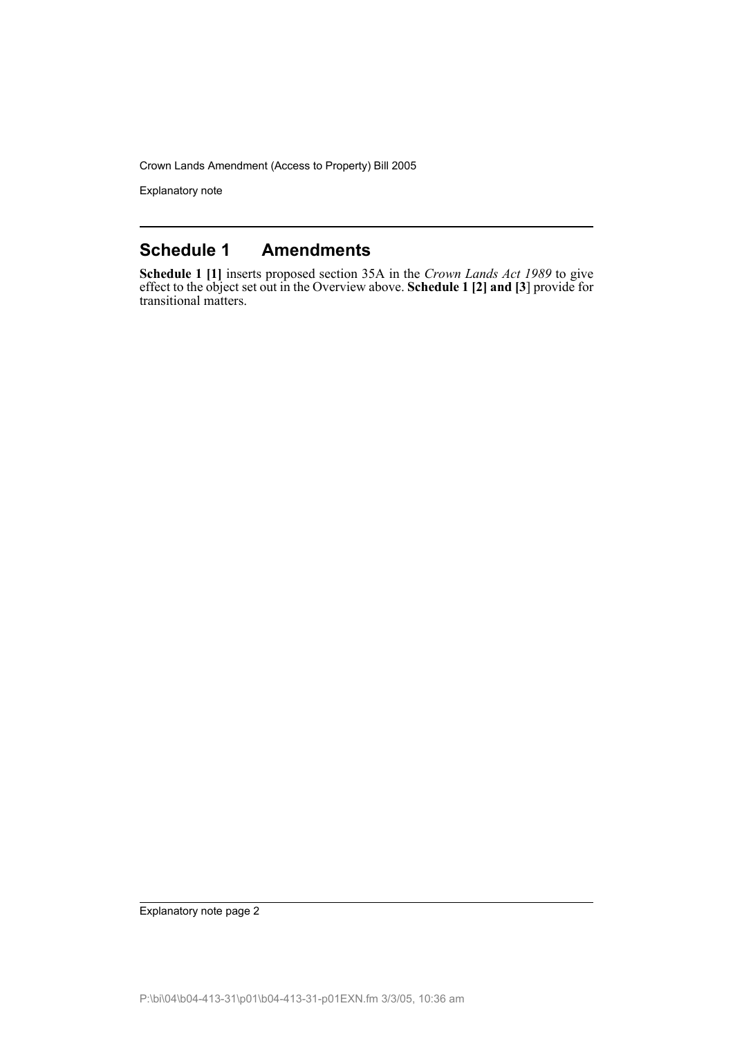## Schedule 1 Amendments

**Schedule 1 [1]** inserts proposed section 35A in the *Crown Lands Act 1989* to give effect to the object set out in the Overview above. **Schedule 1 [2] and [3]** provide for transitional matters.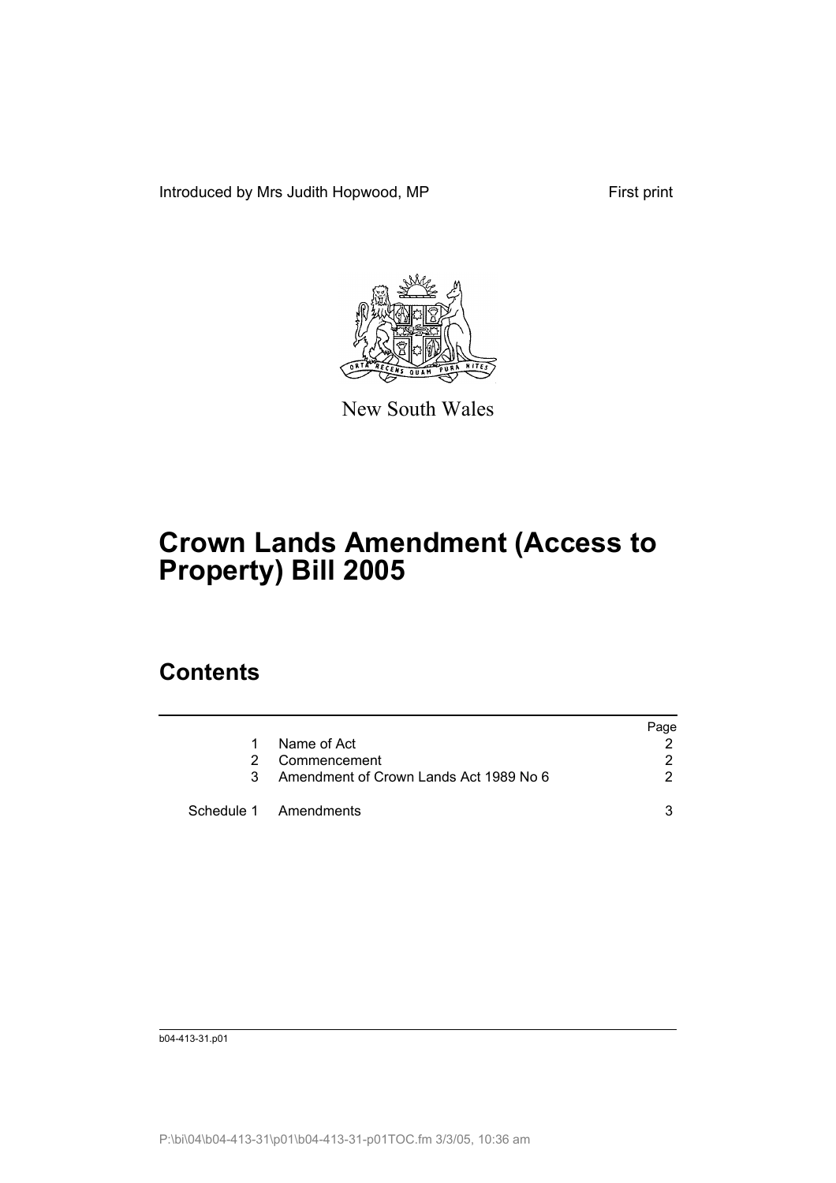Introduced by Mrs Judith Hopwood, MP

First print

New South Wales

# Crown Lands Amendment (Access to Property) Bill 2005

## Contents

| | | Page |
|---|---|---|
| 1 | Name of Act | 2 |
| 2 | Commencement | 2 |
| 3 | Amendment of Crown Lands Act 1989 No 6 | 2 |
| Schedule 1 | Amendments | 3 |

b04-413-31.p01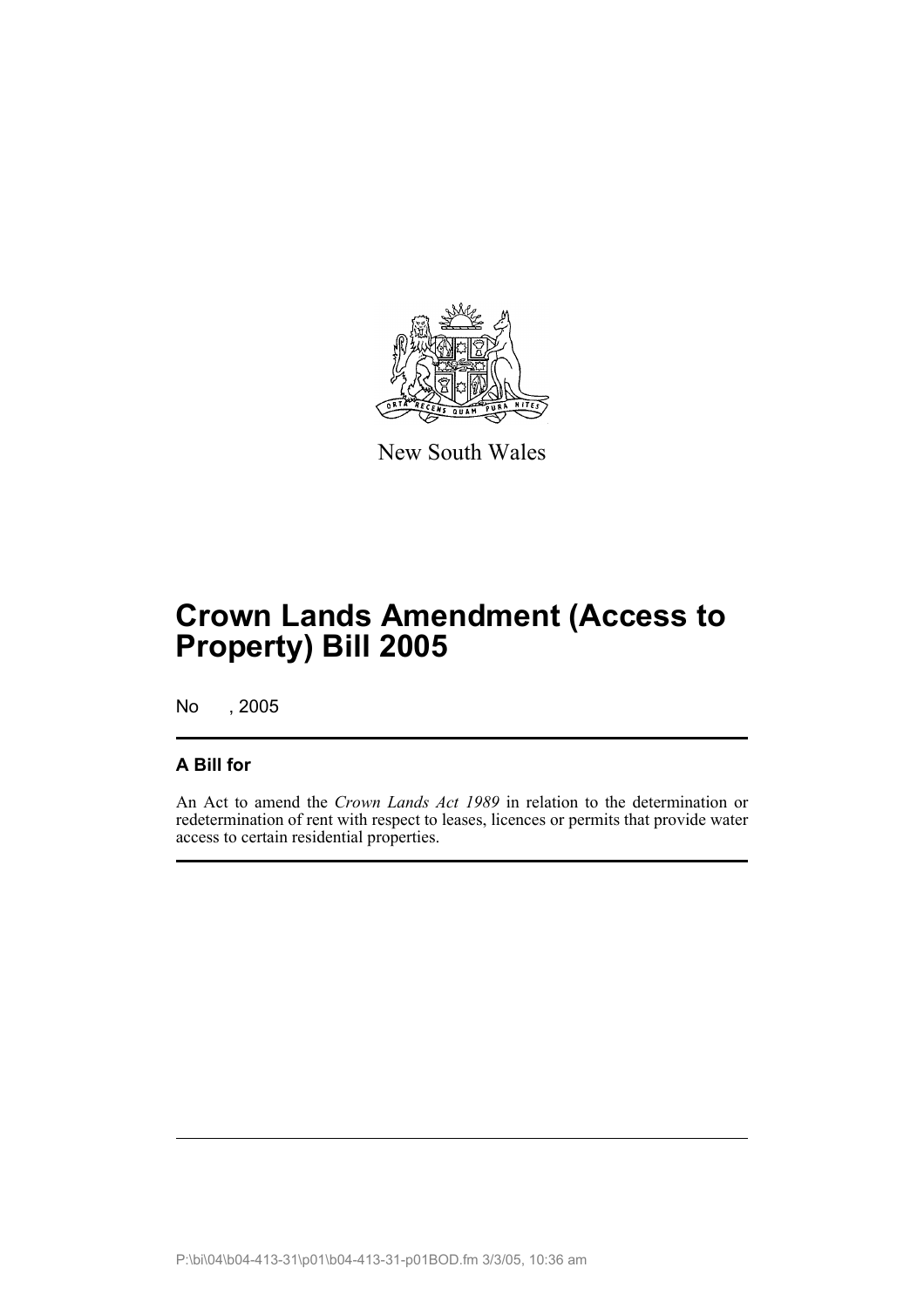New South Wales

# Crown Lands Amendment (Access to Property) Bill 2005

No , 2005

## A Bill for

An Act to amend the *Crown Lands Act 1989* in relation to the determination or redetermination of rent with respect to leases, licences or permits that provide water access to certain residential properties.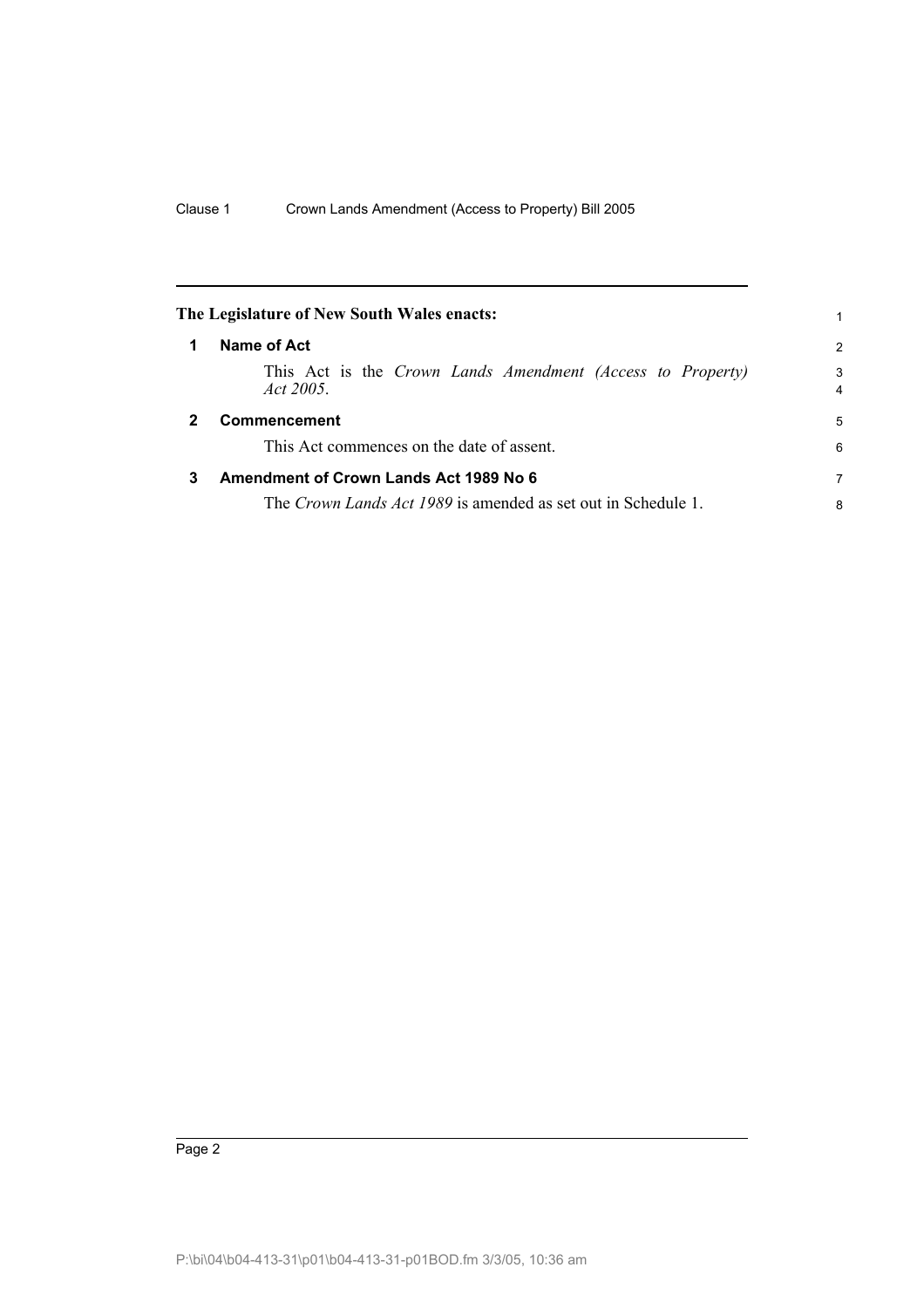**The Legislature of New South Wales enacts:**

## 1 Name of Act

This Act is the *Crown Lands Amendment (Access to Property) Act 2005*.

## 2 Commencement

This Act commences on the date of assent.

## 3 Amendment of Crown Lands Act 1989 No 6

The *Crown Lands Act 1989* is amended as set out in Schedule 1.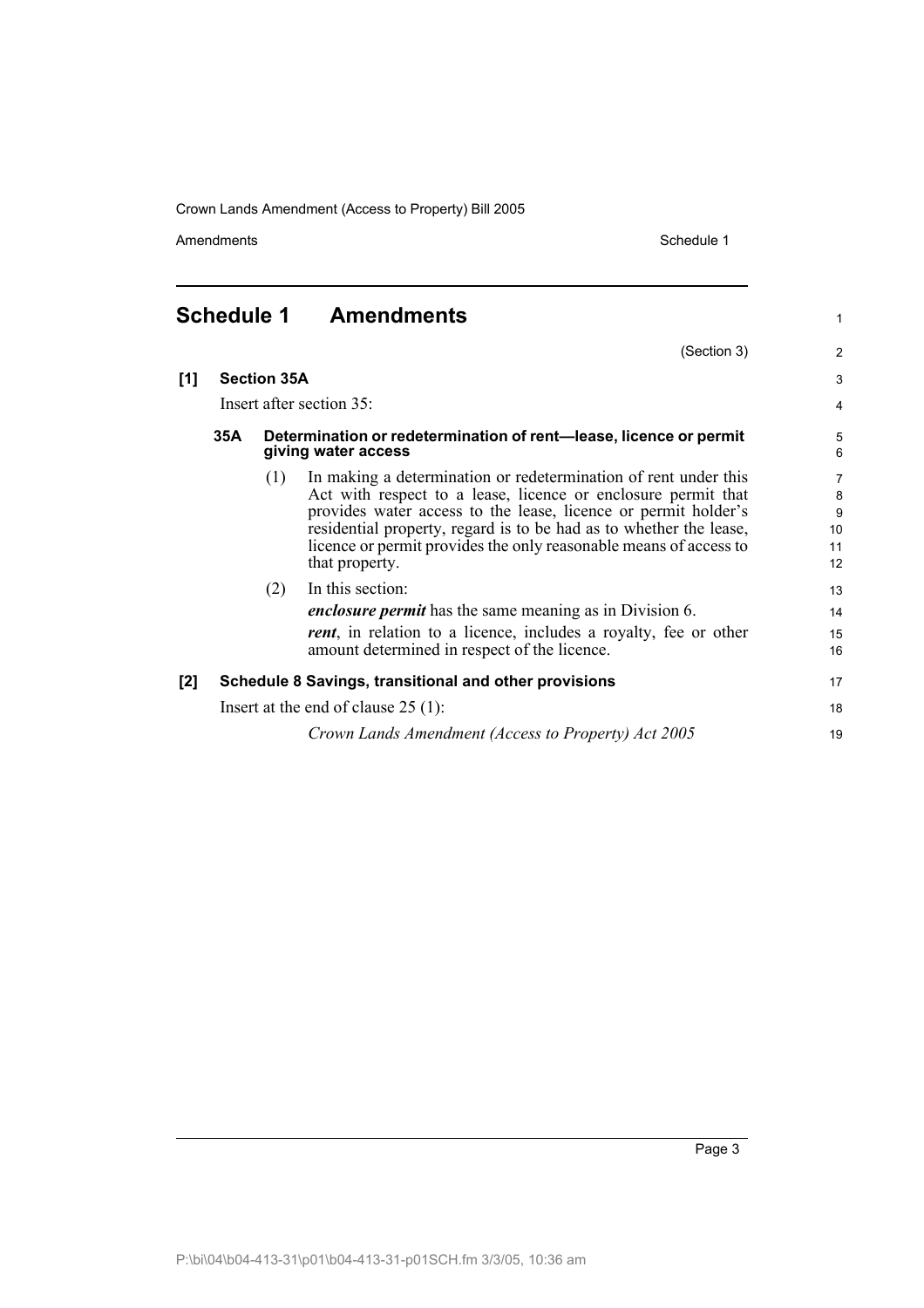# Schedule 1 Amendments

(Section 3)

**[1] Section 35A**

Insert after section 35:

**35A Determination or redetermination of rent—lease, licence or permit giving water access**

(1) In making a determination or redetermination of rent under this Act with respect to a lease, licence or enclosure permit that provides water access to the lease, licence or permit holder's residential property, regard is to be had as to whether the lease, licence or permit provides the only reasonable means of access to that property.

(2) In this section:

***enclosure permit*** has the same meaning as in Division 6.

***rent***, in relation to a licence, includes a royalty, fee or other amount determined in respect of the licence.

**[2] Schedule 8 Savings, transitional and other provisions**

Insert at the end of clause 25 (1):

*Crown Lands Amendment (Access to Property) Act 2005*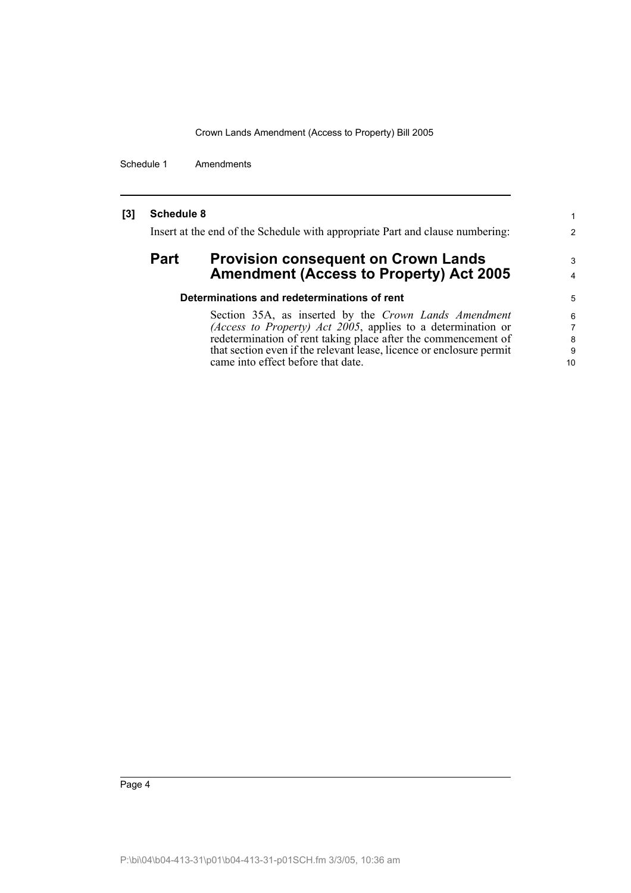**[3] Schedule 8**

Insert at the end of the Schedule with appropriate Part and clause numbering:

# Part Provision consequent on Crown Lands Amendment (Access to Property) Act 2005

### Determinations and redeterminations of rent

Section 35A, as inserted by the *Crown Lands Amendment (Access to Property) Act 2005*, applies to a determination or redetermination of rent taking place after the commencement of that section even if the relevant lease, licence or enclosure permit came into effect before that date.